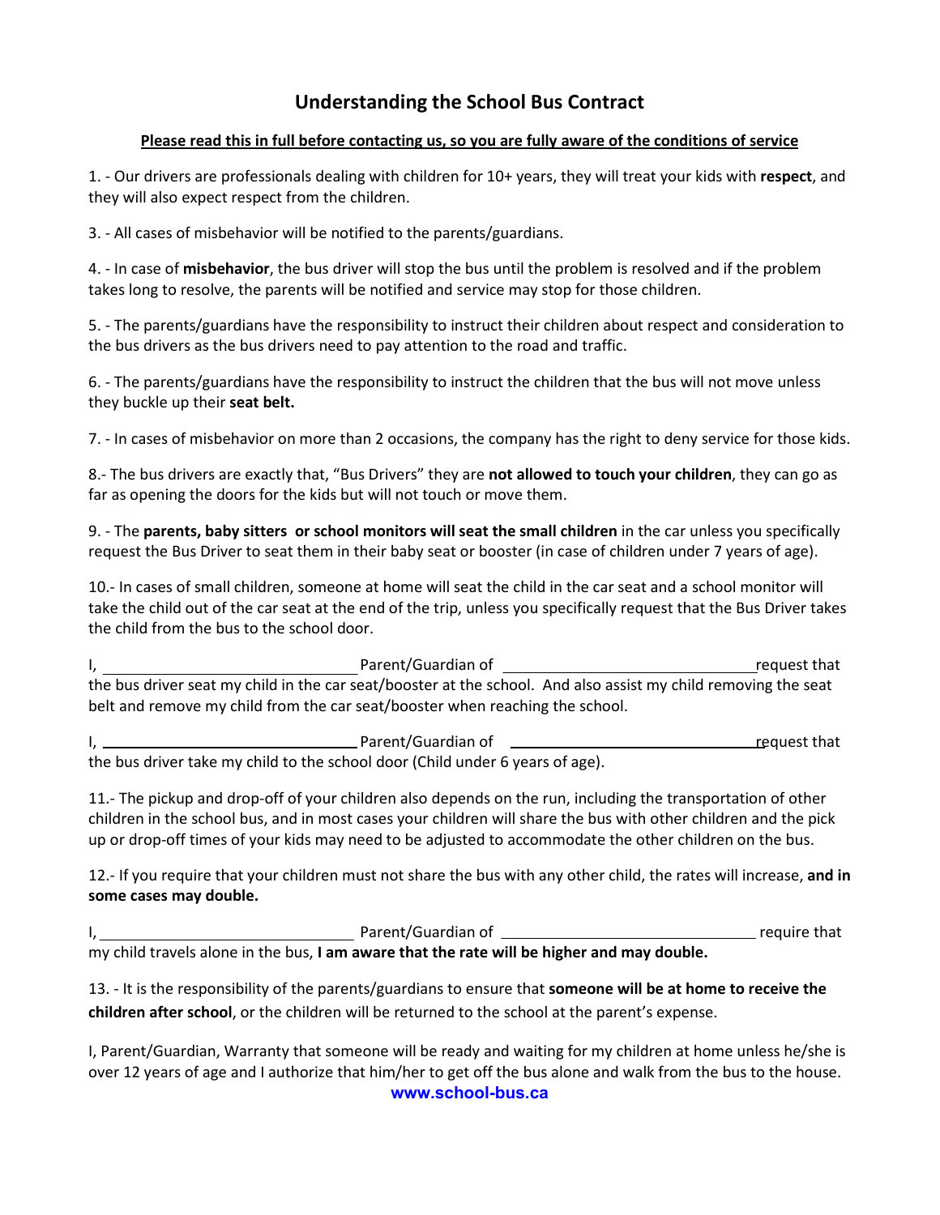# Understanding the School Bus Contract

**Please read this in full before contacting us, so you are fully aware of the conditions of service**

1. - Our drivers are professionals dealing with children for 10+ years, they will treat your kids with **respect**, and they will also expect respect from the children.

3. - All cases of misbehavior will be notified to the parents/guardians.

4. - In case of **misbehavior**, the bus driver will stop the bus until the problem is resolved and if the problem takes long to resolve, the parents will be notified and service may stop for those children.

5. - The parents/guardians have the responsibility to instruct their children about respect and consideration to the bus drivers as the bus drivers need to pay attention to the road and traffic.

6. - The parents/guardians have the responsibility to instruct the children that the bus will not move unless they buckle up their **seat belt.**

7. - In cases of misbehavior on more than 2 occasions, the company has the right to deny service for those kids.

8.- The bus drivers are exactly that, "Bus Drivers" they are **not allowed to touch your children**, they can go as far as opening the doors for the kids but will not touch or move them.

9. - The **parents, baby sitters or school monitors will seat the small children** in the car unless you specifically request the Bus Driver to seat them in their baby seat or booster (in case of children under 7 years of age).

10.- In cases of small children, someone at home will seat the child in the car seat and a school monitor will take the child out of the car seat at the end of the trip, unless you specifically request that the Bus Driver takes the child from the bus to the school door.

I, ______________________________ Parent/Guardian of ______________________________ request that the bus driver seat my child in the car seat/booster at the school. And also assist my child removing the seat belt and remove my child from the car seat/booster when reaching the school.

I, ______________________________ Parent/Guardian of ______________________________ request that the bus driver take my child to the school door (Child under 6 years of age).

11.- The pickup and drop-off of your children also depends on the run, including the transportation of other children in the school bus, and in most cases your children will share the bus with other children and the pick up or drop-off times of your kids may need to be adjusted to accommodate the other children on the bus.

12.- If you require that your children must not share the bus with any other child, the rates will increase, **and in some cases may double.**

I, ______________________________ Parent/Guardian of ______________________________ require that my child travels alone in the bus, **I am aware that the rate will be higher and may double.**

13. - It is the responsibility of the parents/guardians to ensure that **someone will be at home to receive the children after school**, or the children will be returned to the school at the parent's expense.

I, Parent/Guardian, Warranty that someone will be ready and waiting for my children at home unless he/she is over 12 years of age and I authorize that him/her to get off the bus alone and walk from the bus to the house.

www.school-bus.ca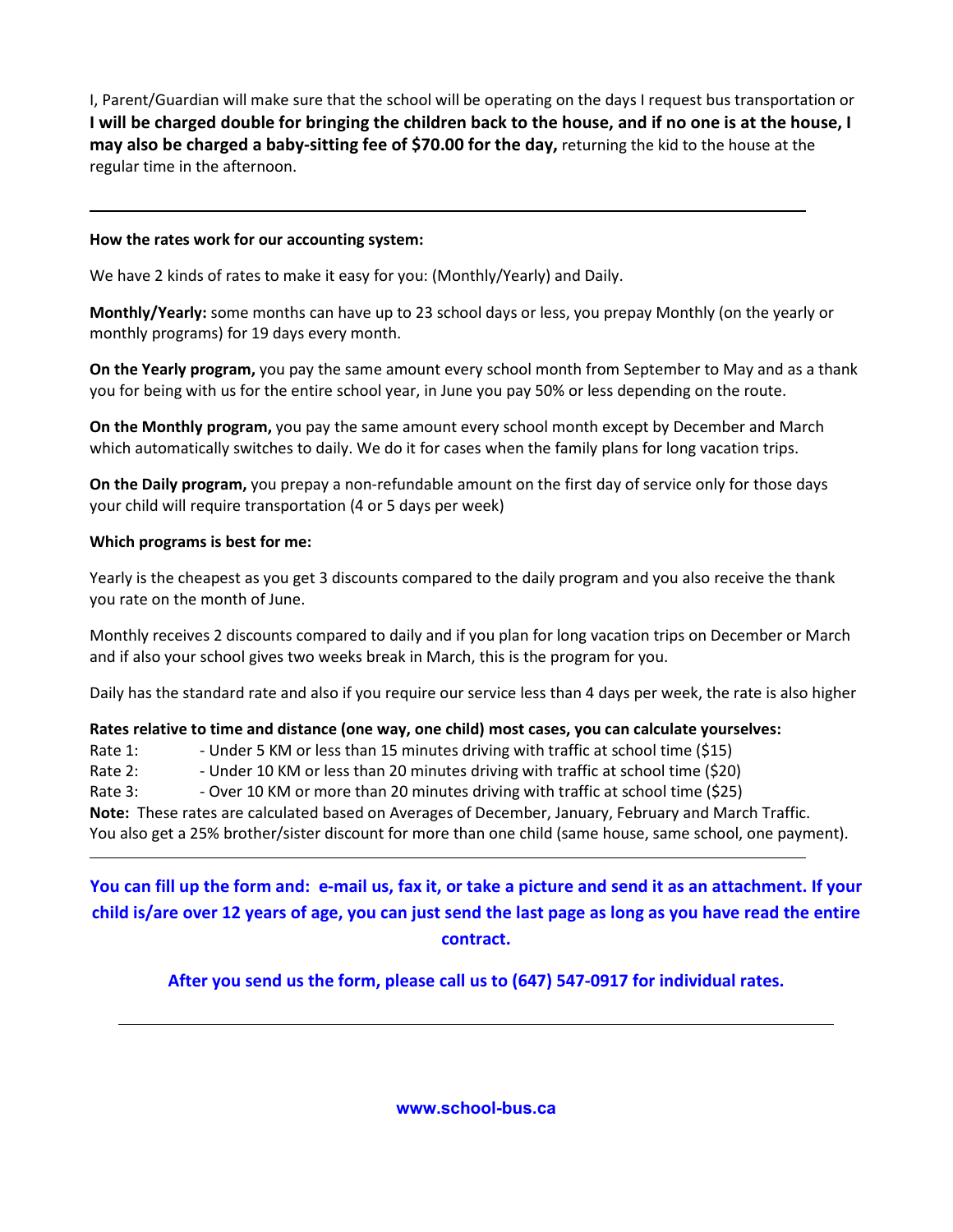I, Parent/Guardian will make sure that the school will be operating on the days I request bus transportation or **I will be charged double for bringing the children back to the house, and if no one is at the house, I may also be charged a baby-sitting fee of $70.00 for the day,** returning the kid to the house at the regular time in the afternoon.

---

**How the rates work for our accounting system:**

We have 2 kinds of rates to make it easy for you: (Monthly/Yearly) and Daily.

**Monthly/Yearly:** some months can have up to 23 school days or less, you prepay Monthly (on the yearly or monthly programs) for 19 days every month.

**On the Yearly program,** you pay the same amount every school month from September to May and as a thank you for being with us for the entire school year, in June you pay 50% or less depending on the route.

**On the Monthly program,** you pay the same amount every school month except by December and March which automatically switches to daily. We do it for cases when the family plans for long vacation trips.

**On the Daily program,** you prepay a non-refundable amount on the first day of service only for those days your child will require transportation (4 or 5 days per week)

**Which programs is best for me:**

Yearly is the cheapest as you get 3 discounts compared to the daily program and you also receive the thank you rate on the month of June.

Monthly receives 2 discounts compared to daily and if you plan for long vacation trips on December or March and if also your school gives two weeks break in March, this is the program for you.

Daily has the standard rate and also if you require our service less than 4 days per week, the rate is also higher

**Rates relative to time and distance (one way, one child) most cases, you can calculate yourselves:**

Rate 1: - Under 5 KM or less than 15 minutes driving with traffic at school time ($15)
Rate 2: - Under 10 KM or less than 20 minutes driving with traffic at school time ($20)
Rate 3: - Over 10 KM or more than 20 minutes driving with traffic at school time ($25)

**Note:** These rates are calculated based on Averages of December, January, February and March Traffic. You also get a 25% brother/sister discount for more than one child (same house, same school, one payment).

---

**You can fill up the form and: e-mail us, fax it, or take a picture and send it as an attachment. If your child is/are over 12 years of age, you can just send the last page as long as you have read the entire contract.**

**After you send us the form, please call us to (647) 547-0917 for individual rates.**

---

**www.school-bus.ca**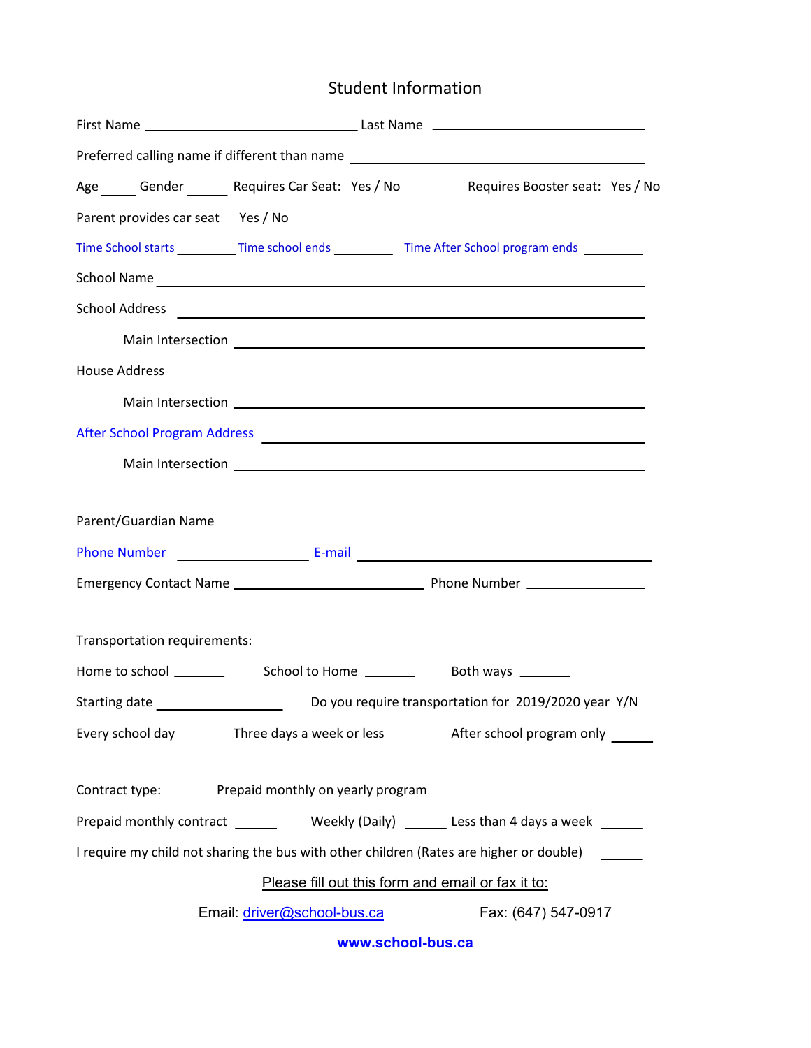# Student Information

First Name ____________________ Last Name ____________________

Preferred calling name if different than name ____________________

Age _____ Gender _____ Requires Car Seat: Yes / No Requires Booster seat: Yes / No

Parent provides car seat Yes / No

Time School starts ________ Time school ends ________ Time After School program ends ________

School Name ____________________

School Address ____________________

Main Intersection ____________________

House Address ____________________

Main Intersection ____________________

After School Program Address ____________________

Main Intersection ____________________

Parent/Guardian Name ____________________

Phone Number ____________ E-mail ____________________

Emergency Contact Name ____________________ Phone Number ____________

Transportation requirements:

Home to school ______ School to Home ______ Both ways ______

Starting date ____________ Do you require transportation for 2019/2020 year Y/N

Every school day ______ Three days a week or less ______ After school program only ______

Contract type: Prepaid monthly on yearly program ______

Prepaid monthly contract ______ Weekly (Daily) ______ Less than 4 days a week ______

I require my child not sharing the bus with other children (Rates are higher or double) ______

Please fill out this form and email or fax it to:

Email: driver@school-bus.ca Fax: (647) 547-0917

**www.school-bus.ca**